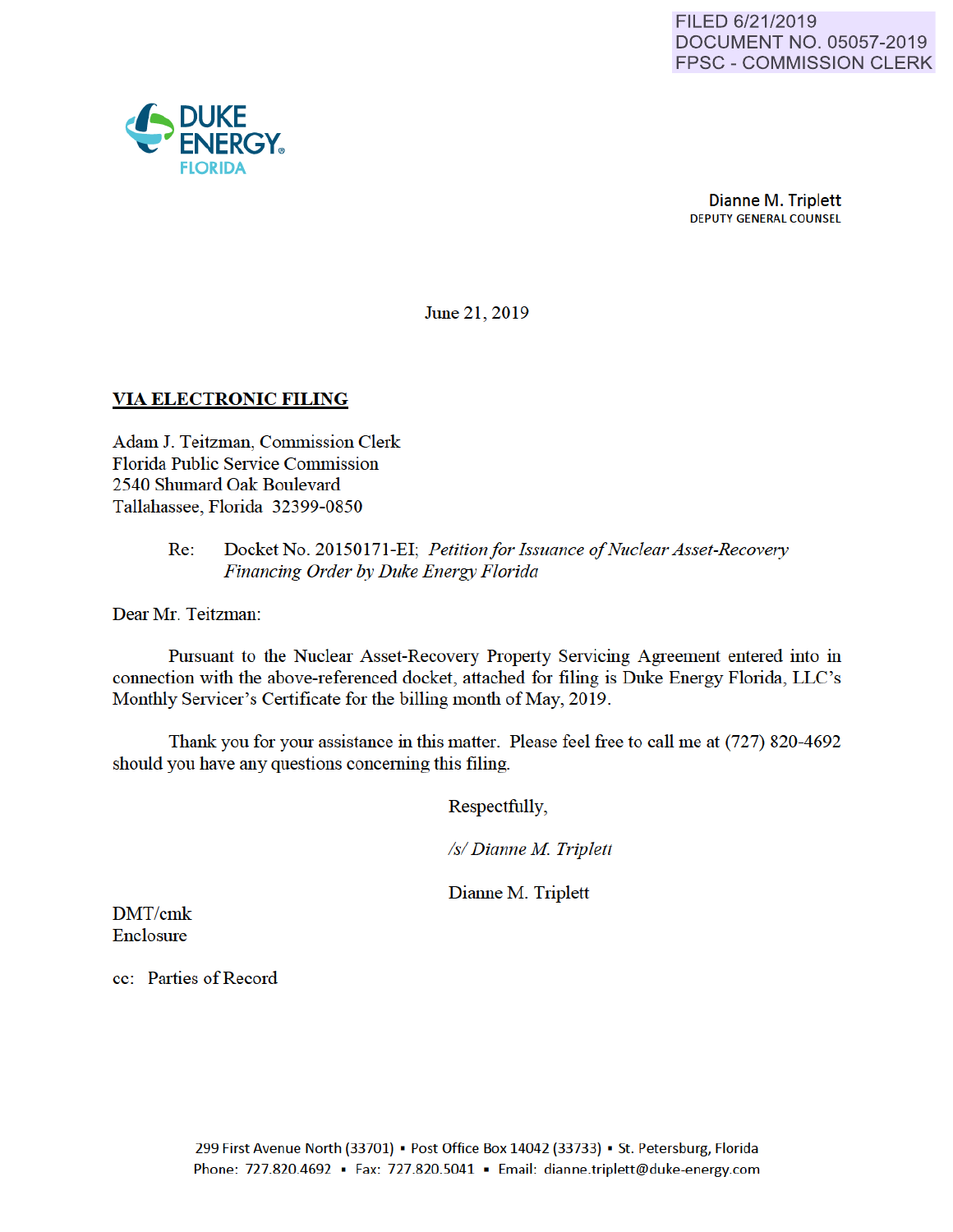FILED 6/21/2019
DOCUMENT NO. 05057-2019
FPSC - COMMISSION CLERK

DUKE ENERGY
FLORIDA

**Dianne M. Triplett**
DEPUTY GENERAL COUNSEL

June 21, 2019

**VIA ELECTRONIC FILING**

Adam J. Teitzman, Commission Clerk
Florida Public Service Commission
2540 Shumard Oak Boulevard
Tallahassee, Florida 32399-0850

Re: Docket No. 20150171-EI; *Petition for Issuance of Nuclear Asset-Recovery Financing Order by Duke Energy Florida*

Dear Mr. Teitzman:

Pursuant to the Nuclear Asset-Recovery Property Servicing Agreement entered into in connection with the above-referenced docket, attached for filing is Duke Energy Florida, LLC's Monthly Servicer's Certificate for the billing month of May, 2019.

Thank you for your assistance in this matter. Please feel free to call me at (727) 820-4692 should you have any questions concerning this filing.

Respectfully,

*/s/ Dianne M. Triplett*

Dianne M. Triplett

DMT/cmk
Enclosure

cc: Parties of Record

299 First Avenue North (33701) ▪ Post Office Box 14042 (33733) ▪ St. Petersburg, Florida
Phone: 727.820.4692 ▪ Fax: 727.820.5041 ▪ Email: dianne.triplett@duke-energy.com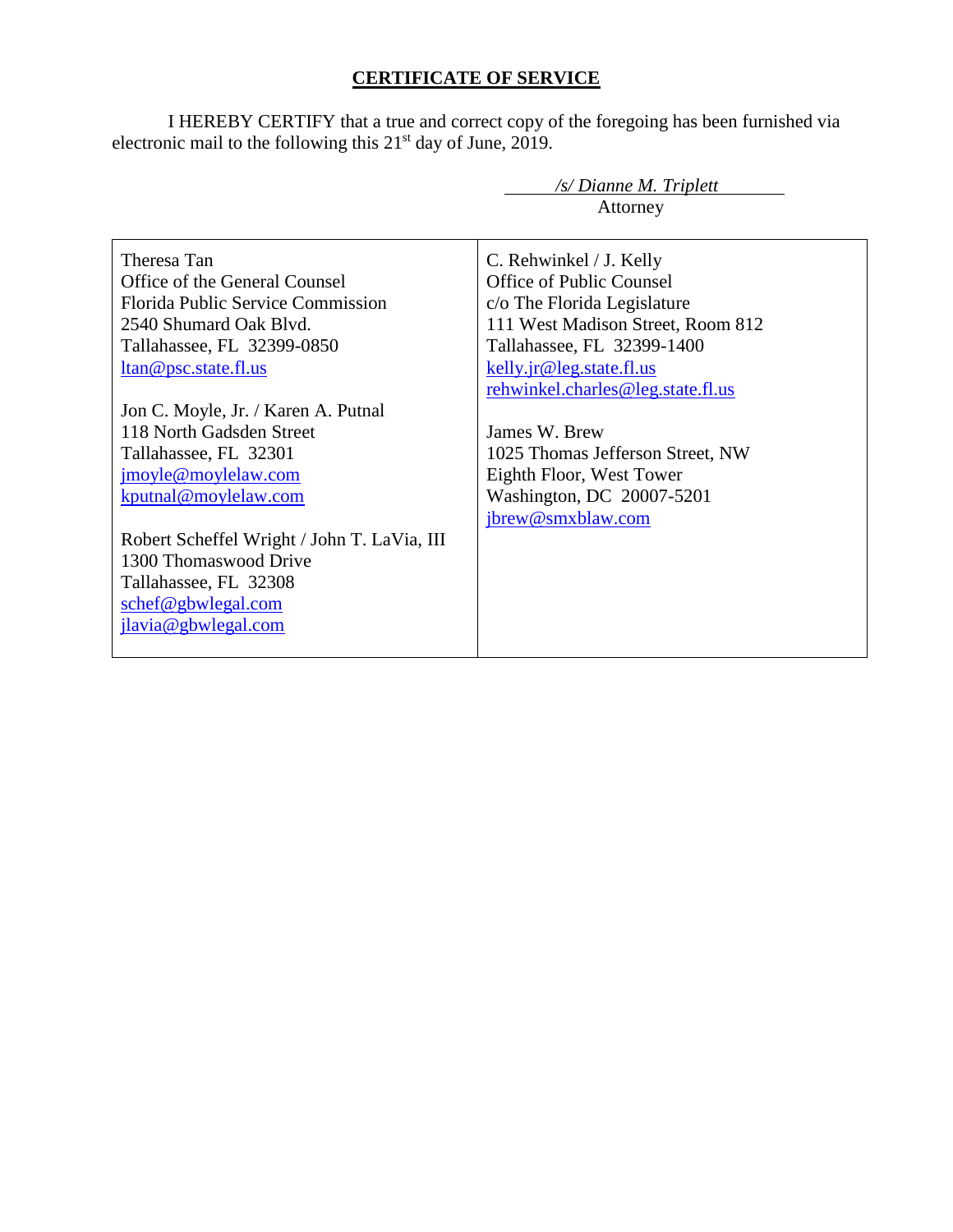## CERTIFICATE OF SERVICE

I HEREBY CERTIFY that a true and correct copy of the foregoing has been furnished via electronic mail to the following this 21st day of June, 2019.

*/s/ Dianne M. Triplett*
Attorney

| | |
|---|---|
| Theresa Tan<br>Office of the General Counsel<br>Florida Public Service Commission<br>2540 Shumard Oak Blvd.<br>Tallahassee, FL 32399-0850<br>ltan@psc.state.fl.us<br><br>Jon C. Moyle, Jr. / Karen A. Putnal<br>118 North Gadsden Street<br>Tallahassee, FL 32301<br>jmoyle@moylelaw.com<br>kputnal@moylelaw.com<br><br>Robert Scheffel Wright / John T. LaVia, III<br>1300 Thomaswood Drive<br>Tallahassee, FL 32308<br>schef@gbwlegal.com<br>jlavia@gbwlegal.com | C. Rehwinkel / J. Kelly<br>Office of Public Counsel<br>c/o The Florida Legislature<br>111 West Madison Street, Room 812<br>Tallahassee, FL 32399-1400<br>kelly.jr@leg.state.fl.us<br>rehwinkel.charles@leg.state.fl.us<br><br>James W. Brew<br>1025 Thomas Jefferson Street, NW<br>Eighth Floor, West Tower<br>Washington, DC 20007-5201<br>jbrew@smxblaw.com |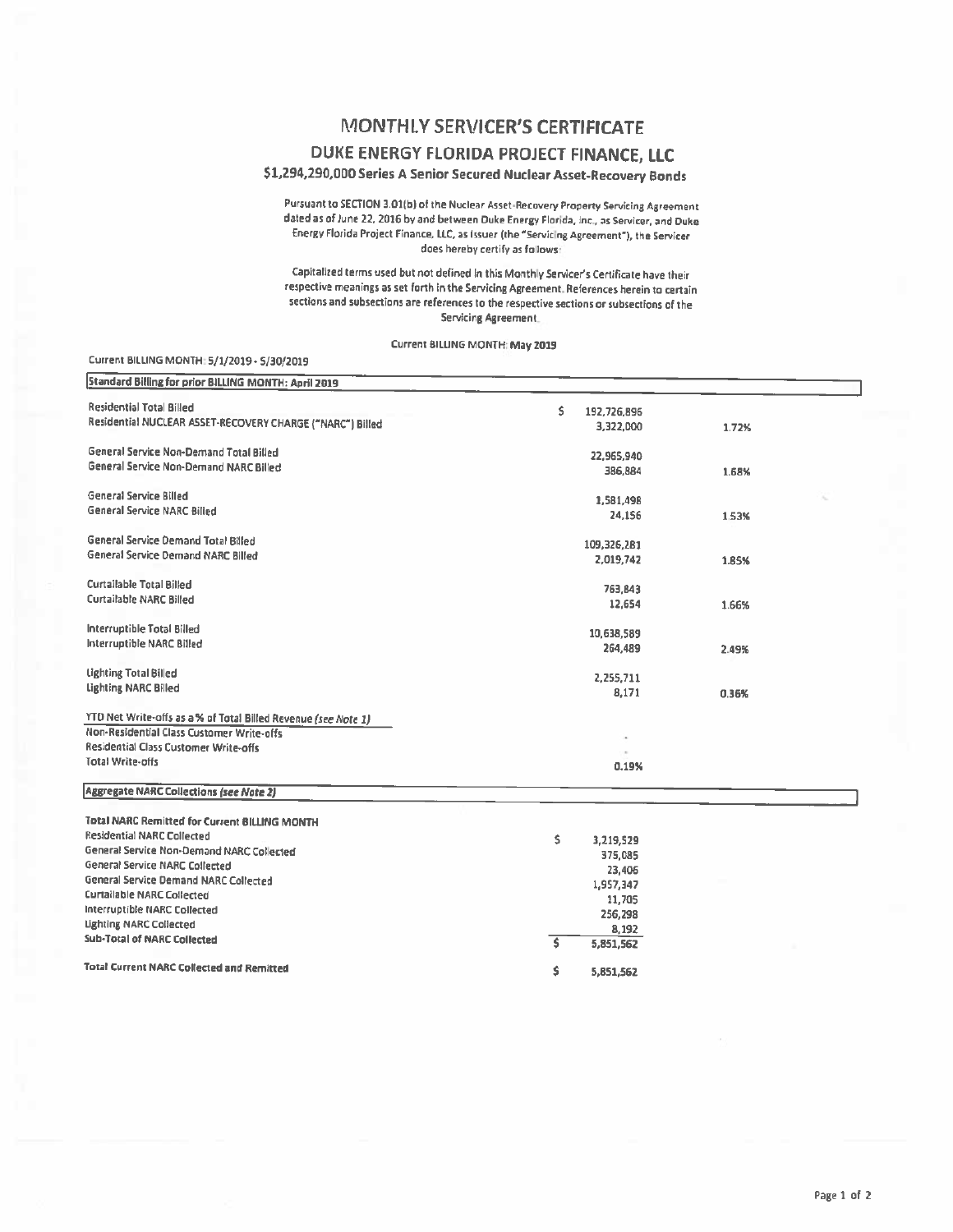# MONTHLY SERVICER'S CERTIFICATE

## DUKE ENERGY FLORIDA PROJECT FINANCE, LLC

### $1,294,290,000 Series A Senior Secured Nuclear Asset-Recovery Bonds

Pursuant to SECTION 3.01(b) of the Nuclear Asset-Recovery Property Servicing Agreement dated as of June 22, 2016 by and between Duke Energy Florida, Inc., as Servicer, and Duke Energy Florida Project Finance, LLC, as Issuer (the "Servicing Agreement"), the Servicer does hereby certify as follows:

Capitalized terms used but not defined in this Monthly Servicer's Certificate have their respective meanings as set forth in the Servicing Agreement. References herein to certain sections and subsections are references to the respective sections or subsections of the Servicing Agreement.

Current BILLING MONTH: May 2019

Current BILLING MONTH: 5/1/2019 - 5/30/2019

| Standard Billing for prior BILLING MONTH: April 2019 | | |
|---|---|---|
| Residential Total Billed | $ 192,726,896 | |
| Residential NUCLEAR ASSET-RECOVERY CHARGE ("NARC") Billed | 3,322,000 | 1.72% |
| General Service Non-Demand Total Billed | 22,965,940 | |
| General Service Non-Demand NARC Billed | 386,884 | 1.68% |
| General Service Billed | 1,581,498 | |
| General Service NARC Billed | 24,156 | 1.53% |
| General Service Demand Total Billed | 109,326,281 | |
| General Service Demand NARC Billed | 2,019,742 | 1.85% |
| Curtailable Total Billed | 763,843 | |
| Curtailable NARC Billed | 12,654 | 1.66% |
| Interruptible Total Billed | 10,638,589 | |
| Interruptible NARC Billed | 264,489 | 2.49% |
| Lighting Total Billed | 2,255,711 | |
| Lighting NARC Billed | 8,171 | 0.36% |
| *YTD Net Write-offs as a % of Total Billed Revenue (see Note 1)* | | |
| Non-Residential Class Customer Write-offs | - | |
| Residential Class Customer Write-offs | - | |
| Total Write-offs | 0.19% | |

| *Aggregate NARC Collections (see Note 2)* | |
|---|---|
| **Total NARC Remitted for Current BILLING MONTH** | |
| Residential NARC Collected | $ 3,219,529 |
| General Service Non-Demand NARC Collected | 375,085 |
| General Service NARC Collected | 23,406 |
| General Service Demand NARC Collected | 1,957,347 |
| Curtailable NARC Collected | 11,705 |
| Interruptible NARC Collected | 256,298 |
| Lighting NARC Collected | 8,192 |
| **Sub-Total of NARC Collected** | $ 5,851,562 |
| **Total Current NARC Collected and Remitted** | $ 5,851,562 |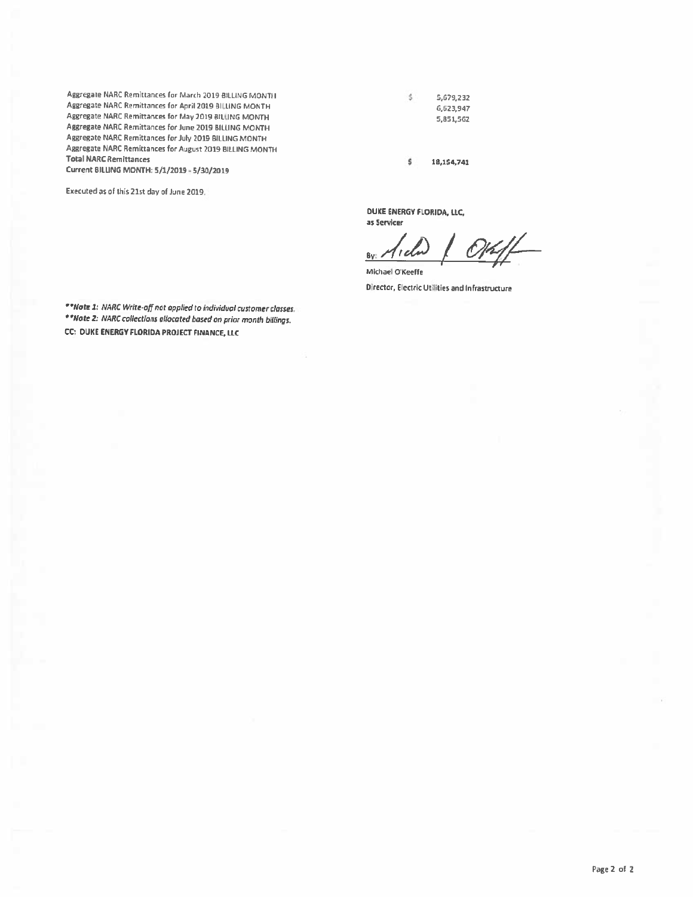| | | |
|---|---|---|
| Aggregate NARC Remittances for March 2019 BILLING MONTH | $ | 5,679,232 |
| Aggregate NARC Remittances for April 2019 BILLING MONTH | | 6,623,947 |
| Aggregate NARC Remittances for May 2019 BILLING MONTH | | 5,851,562 |
| Aggregate NARC Remittances for June 2019 BILLING MONTH | | |
| Aggregate NARC Remittances for July 2019 BILLING MONTH | | |
| Aggregate NARC Remittances for August 2019 BILLING MONTH | | |
| **Total NARC Remittances** | **$** | **18,154,741** |
| **Current BILLING MONTH: 5/1/2019 - 5/30/2019** | | |

Executed as of this 21st day of June 2019.

**DUKE ENERGY FLORIDA, LLC,**
**as Servicer**

By: Michael O'Keeffe

Michael O'Keeffe

Director, Electric Utilities and Infrastructure

***\*\*Note 1:** NARC Write-off not applied to individual customer classes.*

***\*\*Note 2:** NARC collections allocated based on prior month billings.*

**CC: DUKE ENERGY FLORIDA PROJECT FINANCE, LLC**